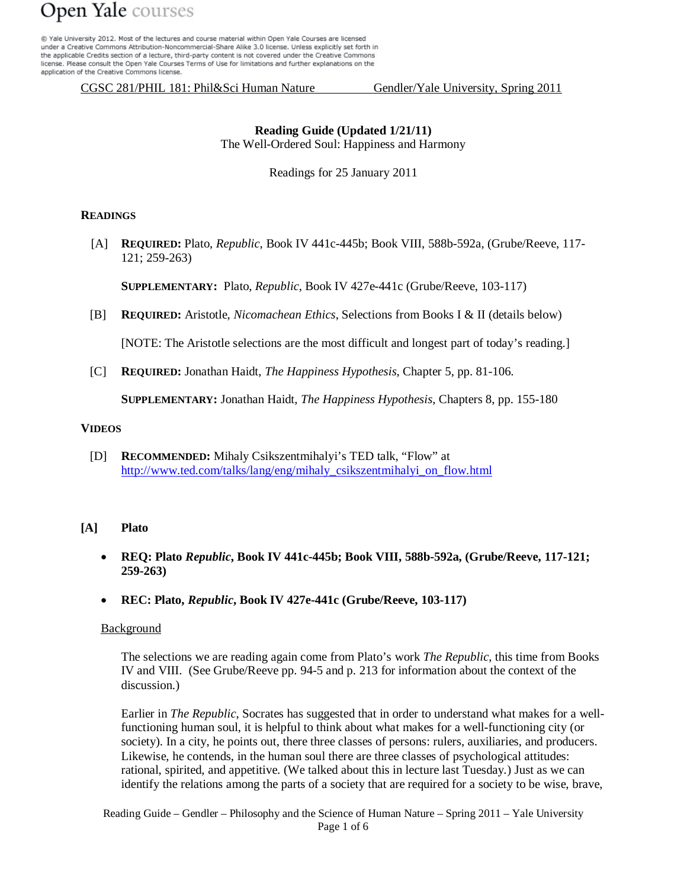Open Yale courses

© Yale University 2012. Most of the lectures and course material within Open Yale Courses are licensed under a Creative Commons Attribution-Noncommercial-Share Alike 3.0 license. Unless explicitly set forth in the applicable Credits section of a lecture, third-party content is not covered under the Creative Commons license. Please consult the Open Yale Courses Terms of Use for limitations and further explanations on the application of the Creative Commons license.

CGSC 281/PHIL 181: Phil&Sci Human Nature Gendler/Yale University, Spring 2011

**Reading Guide (Updated 1/21/11)**
The Well-Ordered Soul: Happiness and Harmony

Readings for 25 January 2011

### READINGS

[A] **REQUIRED:** Plato, *Republic*, Book IV 441c-445b; Book VIII, 588b-592a, (Grube/Reeve, 117-121; 259-263)

**SUPPLEMENTARY:** Plato, *Republic*, Book IV 427e-441c (Grube/Reeve, 103-117)

[B] **REQUIRED:** Aristotle, *Nicomachean Ethics*, Selections from Books I & II (details below)

[NOTE: The Aristotle selections are the most difficult and longest part of today's reading.]

[C] **REQUIRED:** Jonathan Haidt, *The Happiness Hypothesis*, Chapter 5, pp. 81-106.

**SUPPLEMENTARY:** Jonathan Haidt, *The Happiness Hypothesis*, Chapters 8, pp. 155-180

### VIDEOS

[D] **RECOMMENDED:** Mihaly Csikszentmihalyi's TED talk, "Flow" at http://www.ted.com/talks/lang/eng/mihaly_csikszentmihalyi_on_flow.html

### [A] Plato

- **REQ: Plato *Republic*, Book IV 441c-445b; Book VIII, 588b-592a, (Grube/Reeve, 117-121; 259-263)**
- **REC: Plato, *Republic*, Book IV 427e-441c (Grube/Reeve, 103-117)**

Background

The selections we are reading again come from Plato's work *The Republic*, this time from Books IV and VIII. (See Grube/Reeve pp. 94-5 and p. 213 for information about the context of the discussion.)

Earlier in *The Republic*, Socrates has suggested that in order to understand what makes for a well-functioning human soul, it is helpful to think about what makes for a well-functioning city (or society). In a city, he points out, there three classes of persons: rulers, auxiliaries, and producers. Likewise, he contends, in the human soul there are three classes of psychological attitudes: rational, spirited, and appetitive. (We talked about this in lecture last Tuesday.) Just as we can identify the relations among the parts of a society that are required for a society to be wise, brave,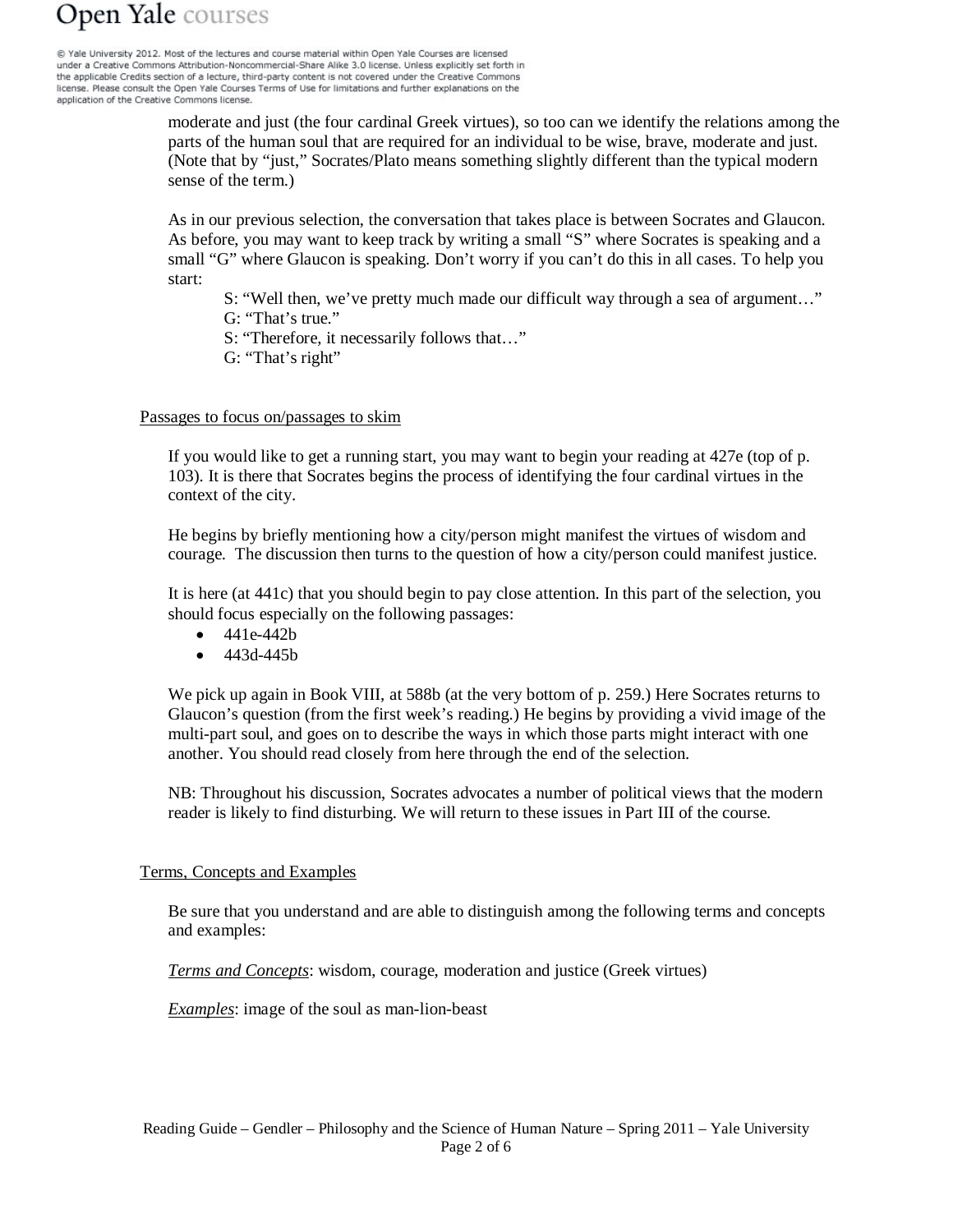moderate and just (the four cardinal Greek virtues), so too can we identify the relations among the parts of the human soul that are required for an individual to be wise, brave, moderate and just. (Note that by "just," Socrates/Plato means something slightly different than the typical modern sense of the term.)

As in our previous selection, the conversation that takes place is between Socrates and Glaucon. As before, you may want to keep track by writing a small "S" where Socrates is speaking and a small "G" where Glaucon is speaking. Don't worry if you can't do this in all cases. To help you start:

> S: "Well then, we've pretty much made our difficult way through a sea of argument…"
> G: "That's true."
> S: "Therefore, it necessarily follows that…"
> G: "That's right"

## Passages to focus on/passages to skim

If you would like to get a running start, you may want to begin your reading at 427e (top of p. 103). It is there that Socrates begins the process of identifying the four cardinal virtues in the context of the city.

He begins by briefly mentioning how a city/person might manifest the virtues of wisdom and courage. The discussion then turns to the question of how a city/person could manifest justice.

It is here (at 441c) that you should begin to pay close attention. In this part of the selection, you should focus especially on the following passages:

- 441e-442b
- 443d-445b

We pick up again in Book VIII, at 588b (at the very bottom of p. 259.) Here Socrates returns to Glaucon's question (from the first week's reading.) He begins by providing a vivid image of the multi-part soul, and goes on to describe the ways in which those parts might interact with one another. You should read closely from here through the end of the selection.

NB: Throughout his discussion, Socrates advocates a number of political views that the modern reader is likely to find disturbing. We will return to these issues in Part III of the course.

## Terms, Concepts and Examples

Be sure that you understand and are able to distinguish among the following terms and concepts and examples:

*Terms and Concepts*: wisdom, courage, moderation and justice (Greek virtues)

*Examples*: image of the soul as man-lion-beast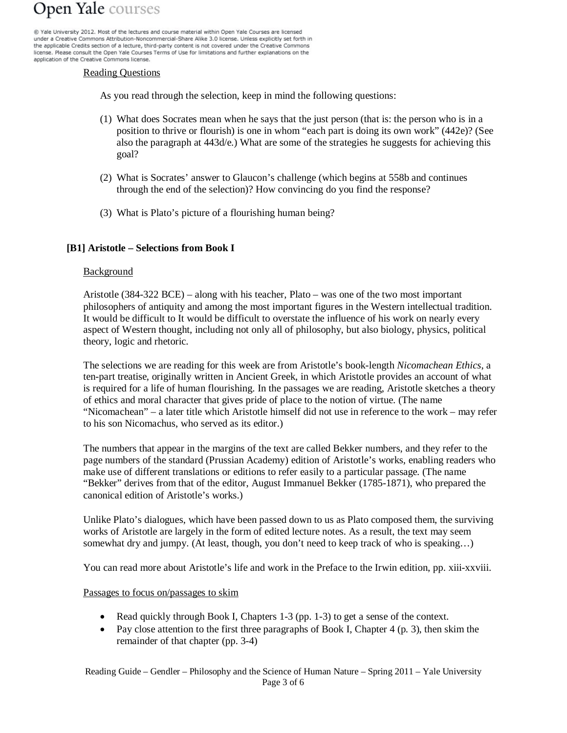Reading Questions

As you read through the selection, keep in mind the following questions:

(1) What does Socrates mean when he says that the just person (that is: the person who is in a position to thrive or flourish) is one in whom "each part is doing its own work" (442e)? (See also the paragraph at 443d/e.) What are some of the strategies he suggests for achieving this goal?

(2) What is Socrates' answer to Glaucon's challenge (which begins at 558b and continues through the end of the selection)? How convincing do you find the response?

(3) What is Plato's picture of a flourishing human being?

**[B1] Aristotle – Selections from Book I**

Background

Aristotle (384-322 BCE) – along with his teacher, Plato – was one of the two most important philosophers of antiquity and among the most important figures in the Western intellectual tradition. It would be difficult to It would be difficult to overstate the influence of his work on nearly every aspect of Western thought, including not only all of philosophy, but also biology, physics, political theory, logic and rhetoric.

The selections we are reading for this week are from Aristotle's book-length *Nicomachean Ethics*, a ten-part treatise, originally written in Ancient Greek, in which Aristotle provides an account of what is required for a life of human flourishing. In the passages we are reading, Aristotle sketches a theory of ethics and moral character that gives pride of place to the notion of virtue. (The name "Nicomachean" – a later title which Aristotle himself did not use in reference to the work – may refer to his son Nicomachus, who served as its editor.)

The numbers that appear in the margins of the text are called Bekker numbers, and they refer to the page numbers of the standard (Prussian Academy) edition of Aristotle's works, enabling readers who make use of different translations or editions to refer easily to a particular passage. (The name "Bekker" derives from that of the editor, August Immanuel Bekker (1785-1871), who prepared the canonical edition of Aristotle's works.)

Unlike Plato's dialogues, which have been passed down to us as Plato composed them, the surviving works of Aristotle are largely in the form of edited lecture notes. As a result, the text may seem somewhat dry and jumpy. (At least, though, you don't need to keep track of who is speaking…)

You can read more about Aristotle's life and work in the Preface to the Irwin edition, pp. xiii-xxviii.

Passages to focus on/passages to skim

- Read quickly through Book I, Chapters 1-3 (pp. 1-3) to get a sense of the context.
- Pay close attention to the first three paragraphs of Book I, Chapter 4 (p. 3), then skim the remainder of that chapter (pp. 3-4)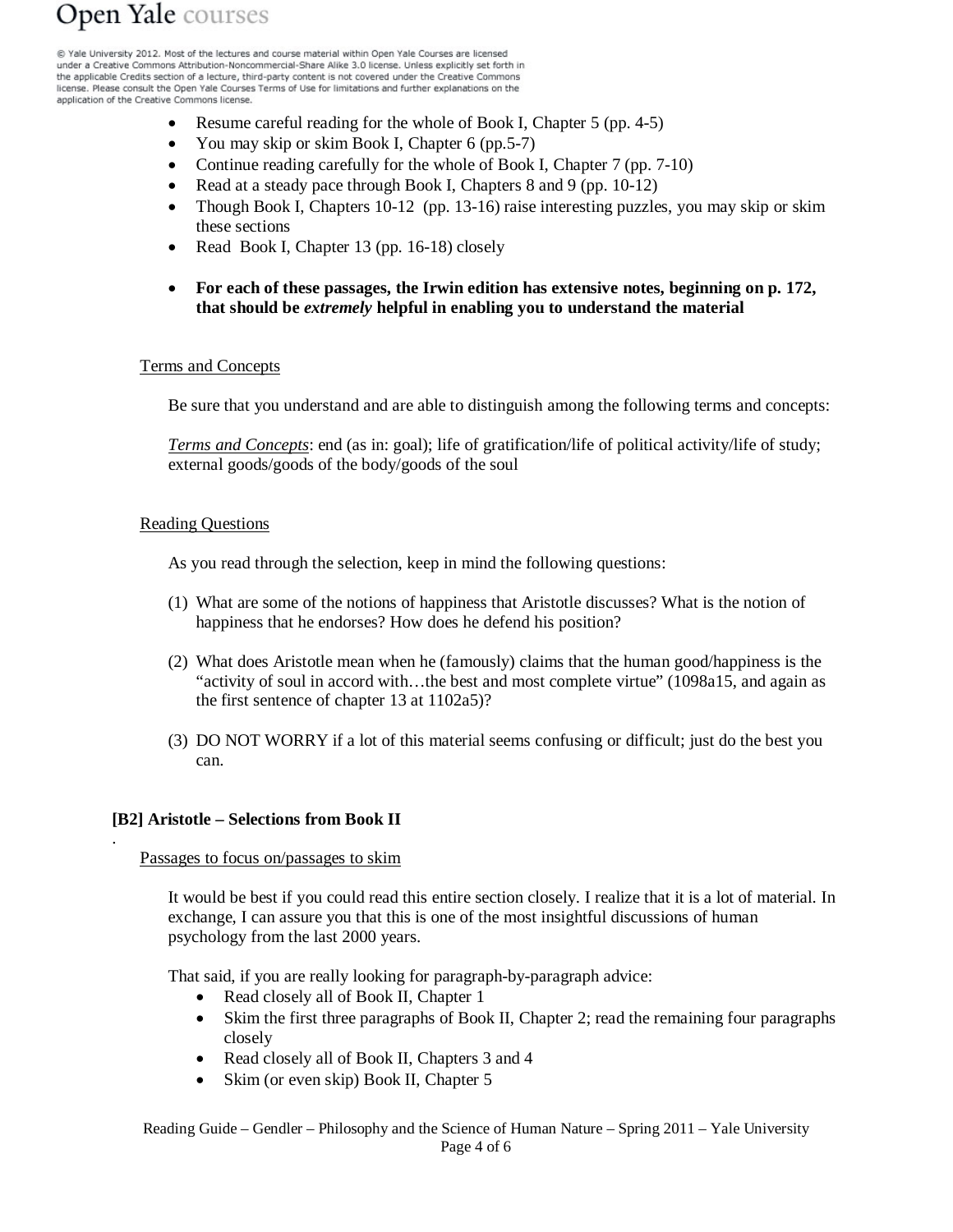- Resume careful reading for the whole of Book I, Chapter 5 (pp. 4-5)
- You may skip or skim Book I, Chapter 6 (pp.5-7)
- Continue reading carefully for the whole of Book I, Chapter 7 (pp. 7-10)
- Read at a steady pace through Book I, Chapters 8 and 9 (pp. 10-12)
- Though Book I, Chapters 10-12 (pp. 13-16) raise interesting puzzles, you may skip or skim these sections
- Read Book I, Chapter 13 (pp. 16-18) closely

- **For each of these passages, the Irwin edition has extensive notes, beginning on p. 172, that should be *extremely* helpful in enabling you to understand the material**

Terms and Concepts

Be sure that you understand and are able to distinguish among the following terms and concepts:

*Terms and Concepts*: end (as in: goal); life of gratification/life of political activity/life of study; external goods/goods of the body/goods of the soul

Reading Questions

As you read through the selection, keep in mind the following questions:

(1) What are some of the notions of happiness that Aristotle discusses? What is the notion of happiness that he endorses? How does he defend his position?

(2) What does Aristotle mean when he (famously) claims that the human good/happiness is the "activity of soul in accord with…the best and most complete virtue" (1098a15, and again as the first sentence of chapter 13 at 1102a5)?

(3) DO NOT WORRY if a lot of this material seems confusing or difficult; just do the best you can.

**[B2] Aristotle – Selections from Book II**

Passages to focus on/passages to skim

It would be best if you could read this entire section closely. I realize that it is a lot of material. In exchange, I can assure you that this is one of the most insightful discussions of human psychology from the last 2000 years.

That said, if you are really looking for paragraph-by-paragraph advice:

- Read closely all of Book II, Chapter 1
- Skim the first three paragraphs of Book II, Chapter 2; read the remaining four paragraphs closely
- Read closely all of Book II, Chapters 3 and 4
- Skim (or even skip) Book II, Chapter 5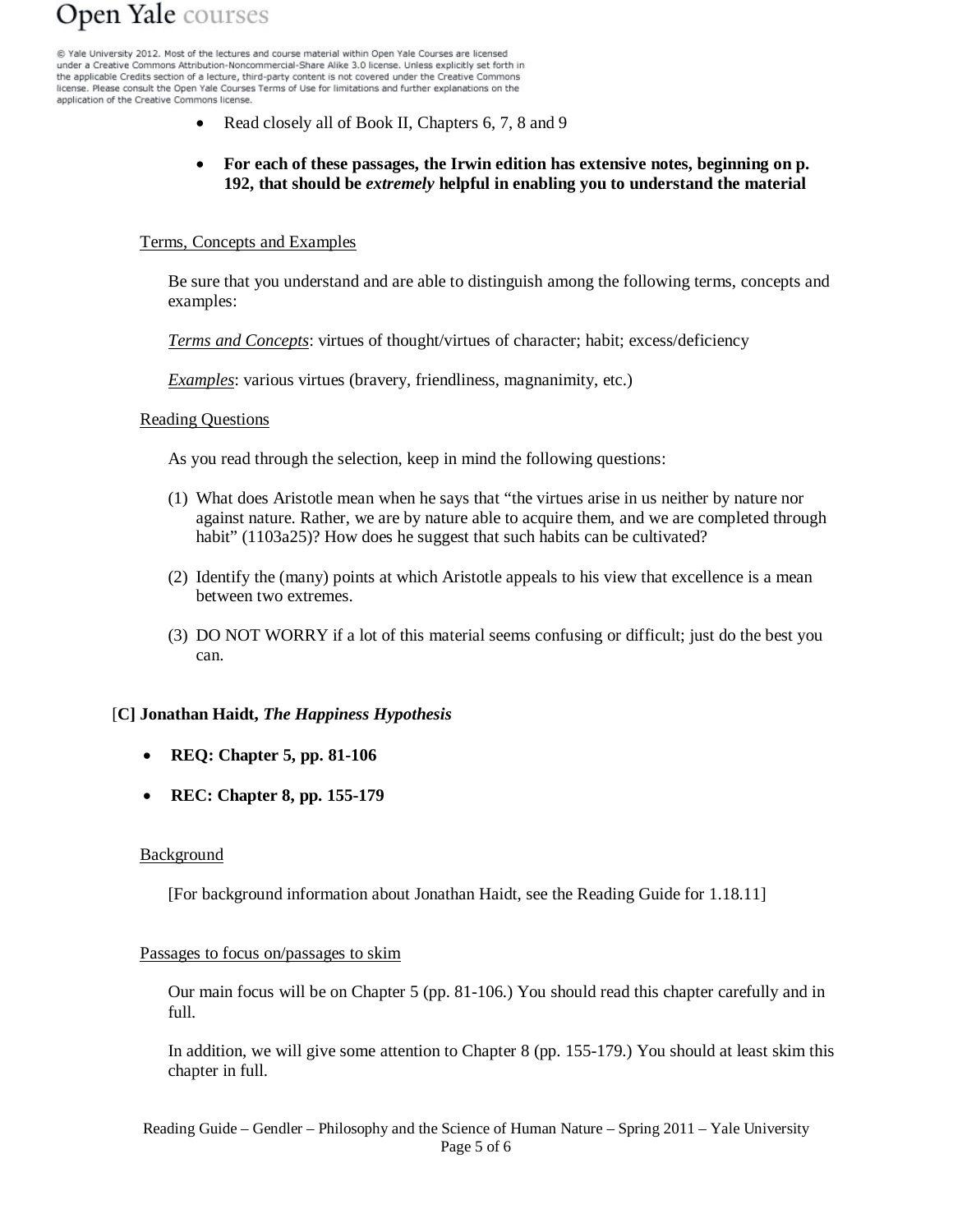- Read closely all of Book II, Chapters 6, 7, 8 and 9

- **For each of these passages, the Irwin edition has extensive notes, beginning on p. 192, that should be *extremely* helpful in enabling you to understand the material**

Terms, Concepts and Examples

Be sure that you understand and are able to distinguish among the following terms, concepts and examples:

*Terms and Concepts*: virtues of thought/virtues of character; habit; excess/deficiency

*Examples*: various virtues (bravery, friendliness, magnanimity, etc.)

Reading Questions

As you read through the selection, keep in mind the following questions:

(1) What does Aristotle mean when he says that "the virtues arise in us neither by nature nor against nature. Rather, we are by nature able to acquire them, and we are completed through habit" (1103a25)? How does he suggest that such habits can be cultivated?

(2) Identify the (many) points at which Aristotle appeals to his view that excellence is a mean between two extremes.

(3) DO NOT WORRY if a lot of this material seems confusing or difficult; just do the best you can.

## [C] Jonathan Haidt, *The Happiness Hypothesis*

- **REQ: Chapter 5, pp. 81-106**

- **REC: Chapter 8, pp. 155-179**

Background

[For background information about Jonathan Haidt, see the Reading Guide for 1.18.11]

Passages to focus on/passages to skim

Our main focus will be on Chapter 5 (pp. 81-106.) You should read this chapter carefully and in full.

In addition, we will give some attention to Chapter 8 (pp. 155-179.) You should at least skim this chapter in full.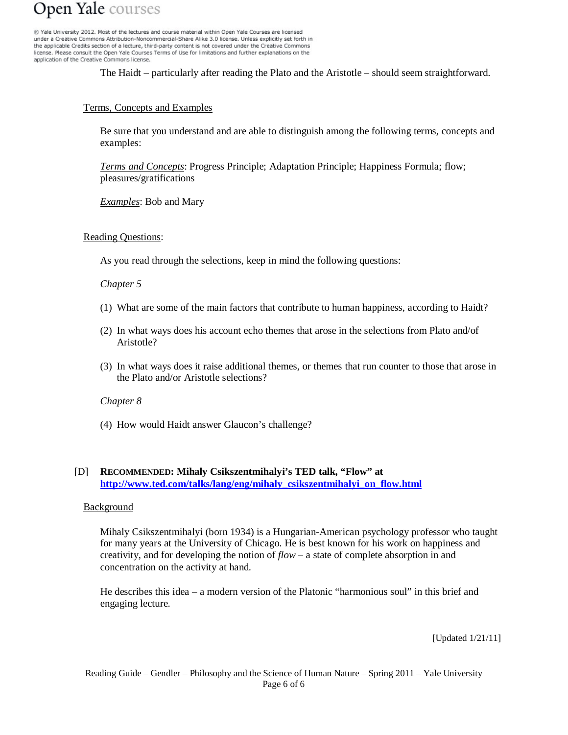© Yale University 2012. Most of the lectures and course material within Open Yale Courses are licensed under a Creative Commons Attribution-Noncommercial-Share Alike 3.0 license. Unless explicitly set forth in the applicable Credits section of a lecture, third-party content is not covered under the Creative Commons license. Please consult the Open Yale Courses Terms of Use for limitations and further explanations on the application of the Creative Commons license.

The Haidt – particularly after reading the Plato and the Aristotle – should seem straightforward.

Terms, Concepts and Examples

Be sure that you understand and are able to distinguish among the following terms, concepts and examples:

*Terms and Concepts*: Progress Principle; Adaptation Principle; Happiness Formula; flow; pleasures/gratifications

*Examples*: Bob and Mary

Reading Questions:

As you read through the selections, keep in mind the following questions:

*Chapter 5*

(1) What are some of the main factors that contribute to human happiness, according to Haidt?

(2) In what ways does his account echo themes that arose in the selections from Plato and/of Aristotle?

(3) In what ways does it raise additional themes, or themes that run counter to those that arose in the Plato and/or Aristotle selections?

*Chapter 8*

(4) How would Haidt answer Glaucon's challenge?

[D] **RECOMMENDED: Mihaly Csikszentmihalyi's TED talk, "Flow" at http://www.ted.com/talks/lang/eng/mihaly_csikszentmihalyi_on_flow.html**

Background

Mihaly Csikszentmihalyi (born 1934) is a Hungarian-American psychology professor who taught for many years at the University of Chicago. He is best known for his work on happiness and creativity, and for developing the notion of *flow* – a state of complete absorption in and concentration on the activity at hand.

He describes this idea – a modern version of the Platonic "harmonious soul" in this brief and engaging lecture.

[Updated 1/21/11]